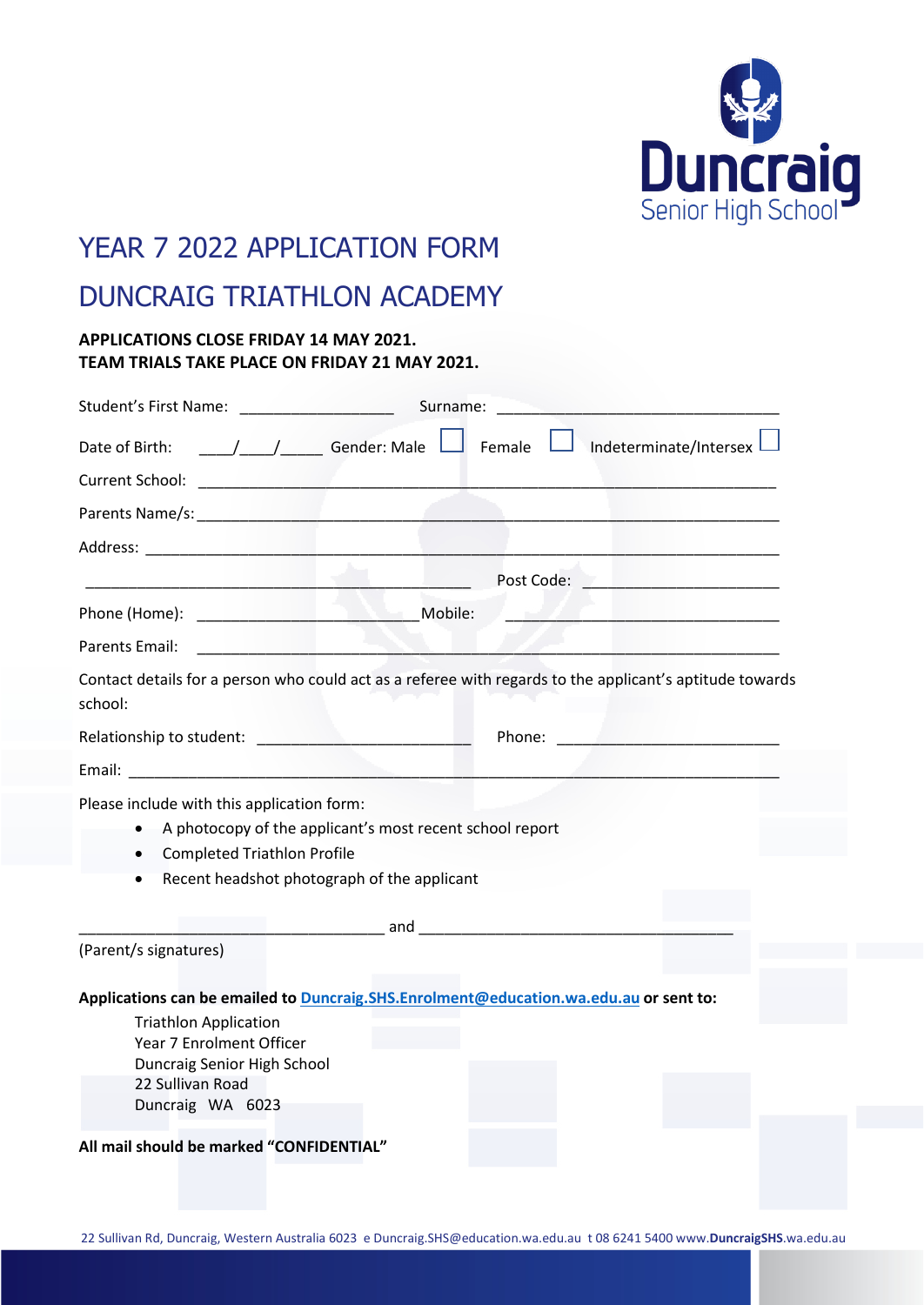# YEAR 7 2022 APPLICATION FORM

# DUNCRAIG TRIATHLON ACADEMY

**APPLICATIONS CLOSE FRIDAY 14 MAY 2021.**
**TEAM TRIALS TAKE PLACE ON FRIDAY 21 MAY 2021.**

Student's First Name: ___________________ Surname: ___________________________________

Date of Birth: ____/____/_____ Gender: Male ☐ Female ☐ Indeterminate/Intersex ☐

Current School: ______________________________________________________________________

Parents Name/s: ______________________________________________________________________

Address: ____________________________________________________________________________

_______________________________________________ Post Code: ________________________

Phone (Home): ___________________________ Mobile: _____________________________

Parents Email: ________________________________________________________________________

Contact details for a person who could act as a referee with regards to the applicant's aptitude towards school:

Relationship to student: __________________________ Phone: ___________________________

Email: ______________________________________________________________________________

Please include with this application form:

- A photocopy of the applicant's most recent school report
- Completed Triathlon Profile
- Recent headshot photograph of the applicant

_____________________________________ and ______________________________________

(Parent/s signatures)

**Applications can be emailed to Duncraig.SHS.Enrolment@education.wa.edu.au or sent to:**

Triathlon Application
Year 7 Enrolment Officer
Duncraig Senior High School
22 Sullivan Road
Duncraig WA 6023

**All mail should be marked "CONFIDENTIAL"**

22 Sullivan Rd, Duncraig, Western Australia 6023 e Duncraig.SHS@education.wa.edu.au t 08 6241 5400 www.DuncraigSHS.wa.edu.au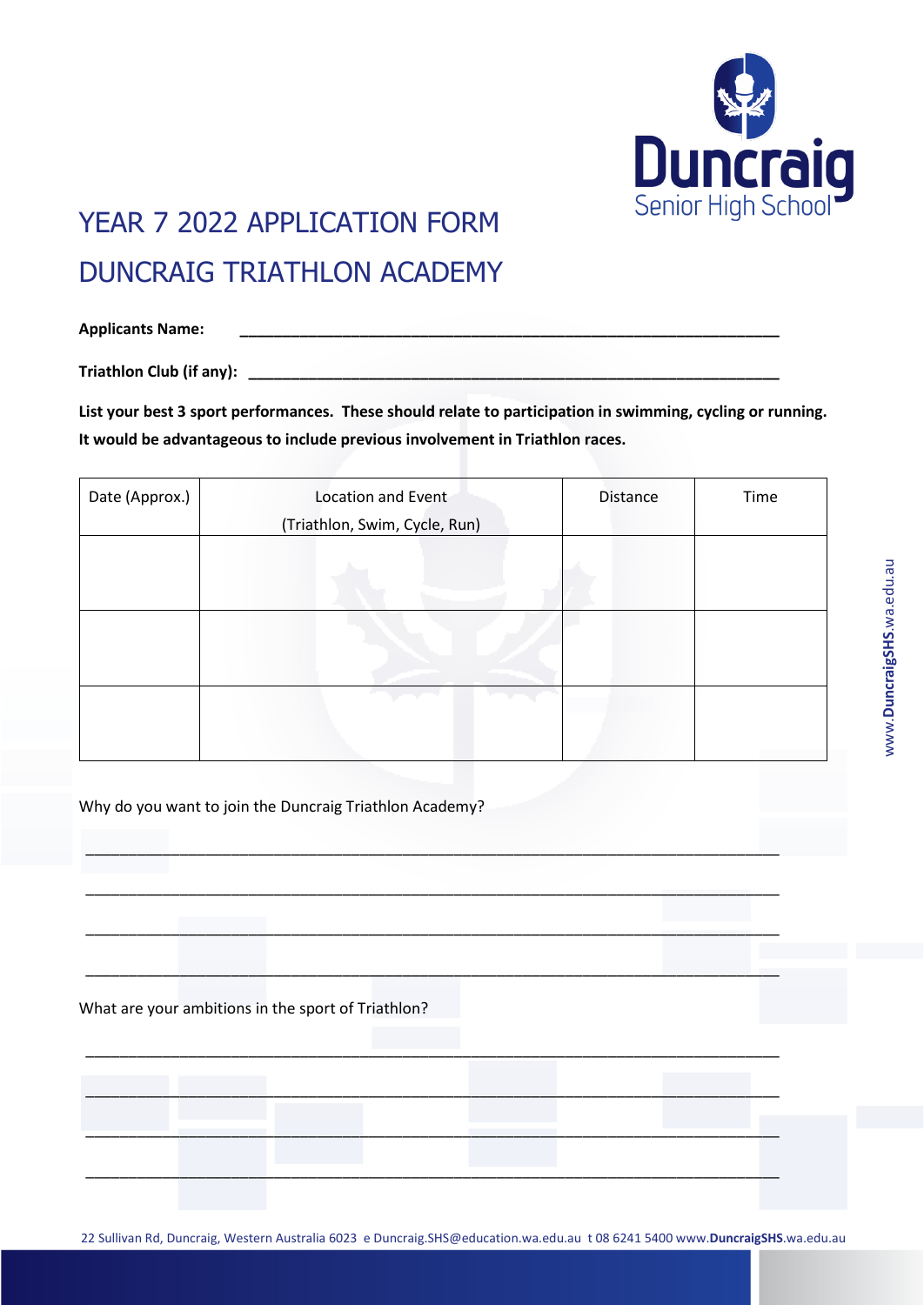# YEAR 7 2022 APPLICATION FORM

# DUNCRAIG TRIATHLON ACADEMY

**Applicants Name:** ________________________________________________________________

**Triathlon Club (if any):** ________________________________________________________________

**List your best 3 sport performances. These should relate to participation in swimming, cycling or running. It would be advantageous to include previous involvement in Triathlon races.**

| Date (Approx.) | Location and Event (Triathlon, Swim, Cycle, Run) | Distance | Time |
|---|---|---|---|
| | | | |
| | | | |
| | | | |

Why do you want to join the Duncraig Triathlon Academy?

________________________________________________________________________________

________________________________________________________________________________

________________________________________________________________________________

________________________________________________________________________________

What are your ambitions in the sport of Triathlon?

________________________________________________________________________________

________________________________________________________________________________

________________________________________________________________________________

________________________________________________________________________________

22 Sullivan Rd, Duncraig, Western Australia 6023 e Duncraig.SHS@education.wa.edu.au t 08 6241 5400 www.**DuncraigSHS**.wa.edu.au